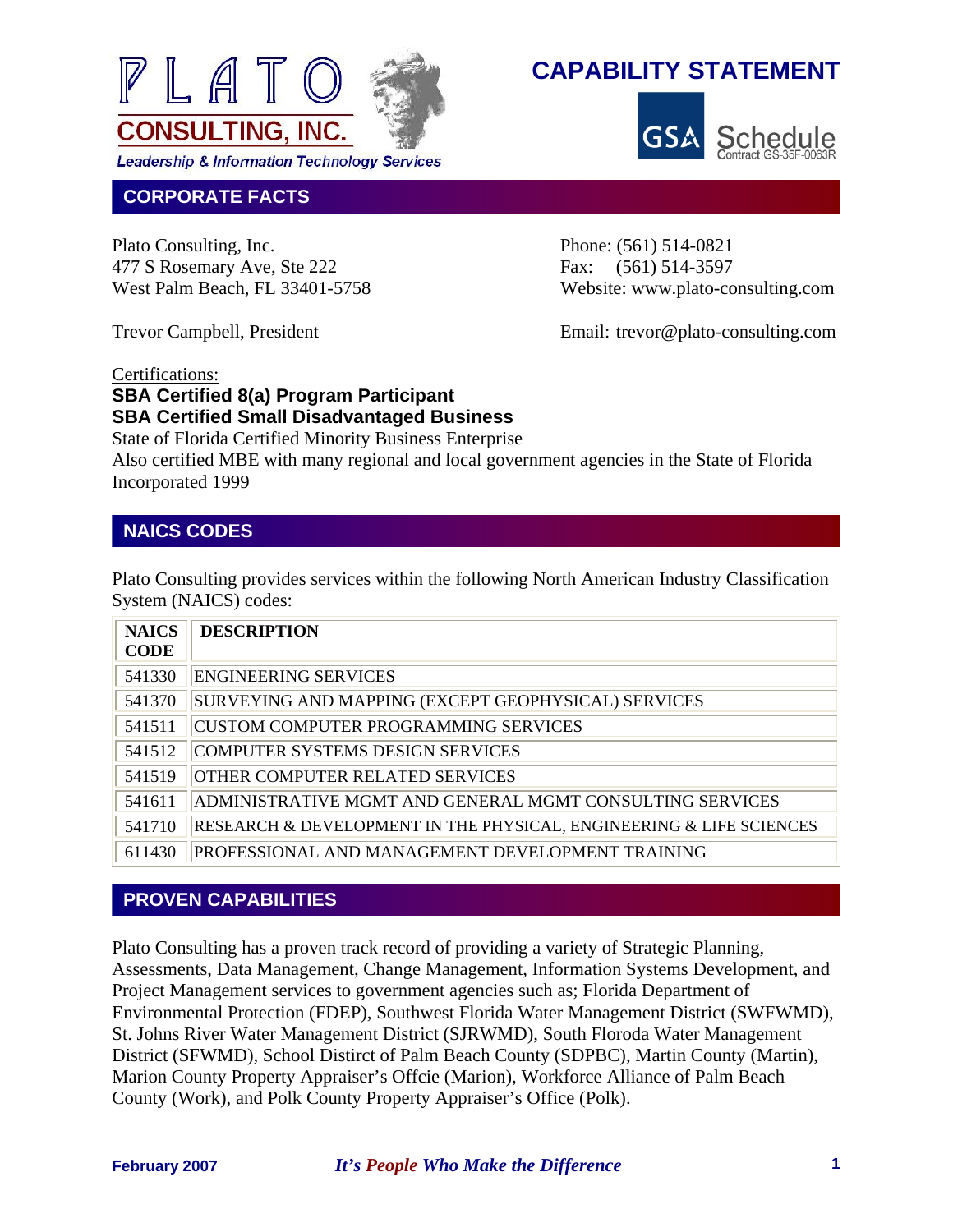# PLATO CONSULTING, INC.

*Leadership & Information Technology Services*

# CAPABILITY STATEMENT

GSA Schedule Contract GS-35F-0063R

## CORPORATE FACTS

Plato Consulting, Inc.
477 S Rosemary Ave, Ste 222
West Palm Beach, FL 33401-5758

Phone: (561) 514-0821
Fax: (561) 514-3597
Website: www.plato-consulting.com

Trevor Campbell, President

Email: trevor@plato-consulting.com

Certifications:

**SBA Certified 8(a) Program Participant**
**SBA Certified Small Disadvantaged Business**
State of Florida Certified Minority Business Enterprise
Also certified MBE with many regional and local government agencies in the State of Florida
Incorporated 1999

## NAICS CODES

Plato Consulting provides services within the following North American Industry Classification System (NAICS) codes:

| NAICS CODE | DESCRIPTION |
|---|---|
| 541330 | ENGINEERING SERVICES |
| 541370 | SURVEYING AND MAPPING (EXCEPT GEOPHYSICAL) SERVICES |
| 541511 | CUSTOM COMPUTER PROGRAMMING SERVICES |
| 541512 | COMPUTER SYSTEMS DESIGN SERVICES |
| 541519 | OTHER COMPUTER RELATED SERVICES |
| 541611 | ADMINISTRATIVE MGMT AND GENERAL MGMT CONSULTING SERVICES |
| 541710 | RESEARCH & DEVELOPMENT IN THE PHYSICAL, ENGINEERING & LIFE SCIENCES |
| 611430 | PROFESSIONAL AND MANAGEMENT DEVELOPMENT TRAINING |

## PROVEN CAPABILITIES

Plato Consulting has a proven track record of providing a variety of Strategic Planning, Assessments, Data Management, Change Management, Information Systems Development, and Project Management services to government agencies such as; Florida Department of Environmental Protection (FDEP), Southwest Florida Water Management District (SWFWMD), St. Johns River Water Management District (SJRWMD), South Floroda Water Management District (SFWMD), School Distirct of Palm Beach County (SDPBC), Martin County (Martin), Marion County Property Appraiser's Offcie (Marion), Workforce Alliance of Palm Beach County (Work), and Polk County Property Appraiser's Office (Polk).

February 2007 *It's People Who Make the Difference*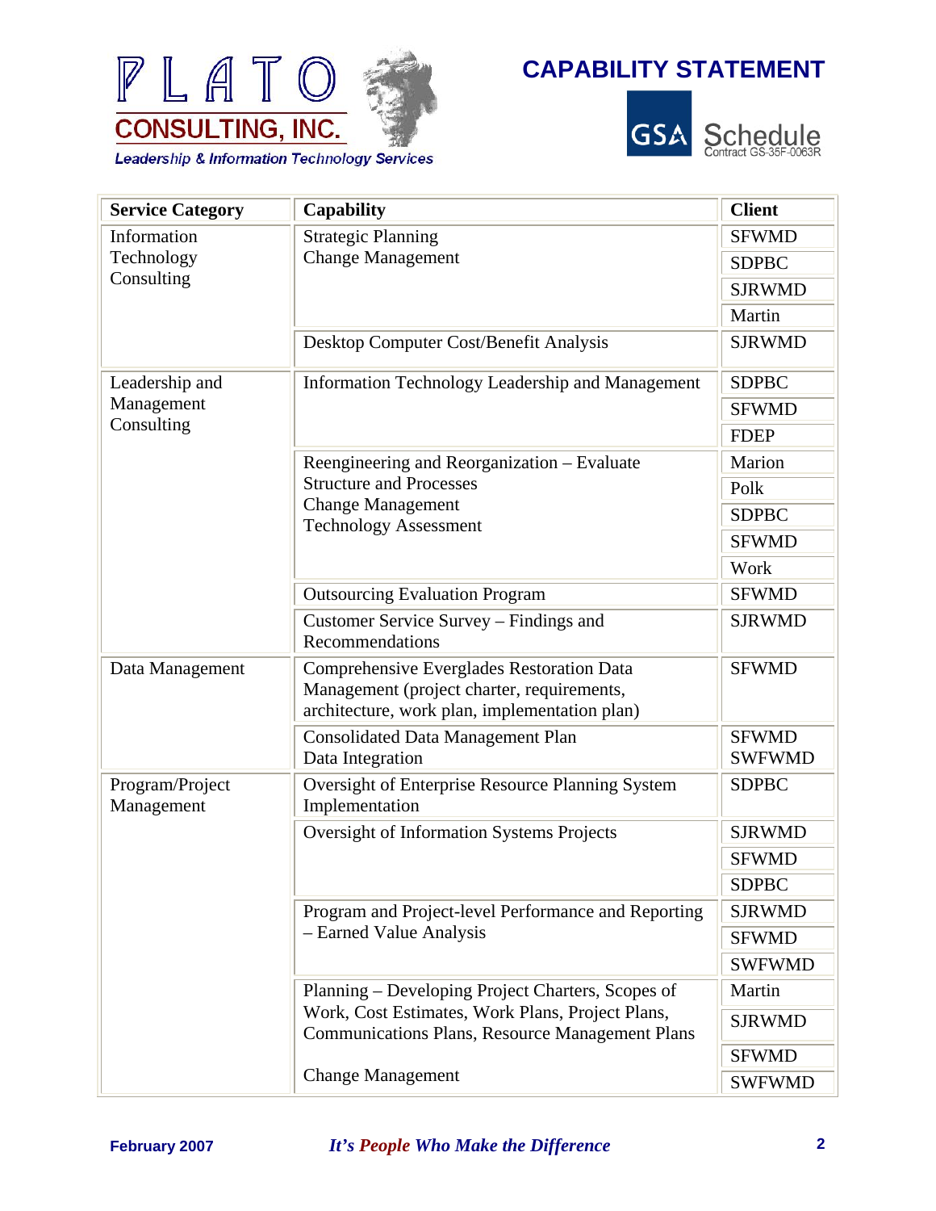# PLATO CONSULTING, INC.

*Leadership & Information Technology Services*

## CAPABILITY STATEMENT

GSA Schedule Contract GS-35F-0063R

| Service Category | Capability | Client |
|---|---|---|
| Information Technology Consulting | Strategic Planning<br>Change Management | SFWMD<br>SDPBC<br>SJRWMD<br>Martin |
| | Desktop Computer Cost/Benefit Analysis | SJRWMD |
| Leadership and Management Consulting | Information Technology Leadership and Management | SDPBC<br>SFWMD<br>FDEP |
| | Reengineering and Reorganization – Evaluate Structure and Processes<br>Change Management<br>Technology Assessment | Marion<br>Polk<br>SDPBC<br>SFWMD<br>Work |
| | Outsourcing Evaluation Program | SFWMD |
| | Customer Service Survey – Findings and Recommendations | SJRWMD |
| Data Management | Comprehensive Everglades Restoration Data Management (project charter, requirements, architecture, work plan, implementation plan) | SFWMD |
| | Consolidated Data Management Plan<br>Data Integration | SFWMD<br>SWFWMD |
| Program/Project Management | Oversight of Enterprise Resource Planning System Implementation | SDPBC |
| | Oversight of Information Systems Projects | SJRWMD<br>SFWMD<br>SDPBC |
| | Program and Project-level Performance and Reporting – Earned Value Analysis | SJRWMD<br>SFWMD<br>SWFWMD |
| | Planning – Developing Project Charters, Scopes of Work, Cost Estimates, Work Plans, Project Plans, Communications Plans, Resource Management Plans<br><br>Change Management | Martin<br>SJRWMD<br>SFWMD<br>SWFWMD |

February 2007 *It's People Who Make the Difference*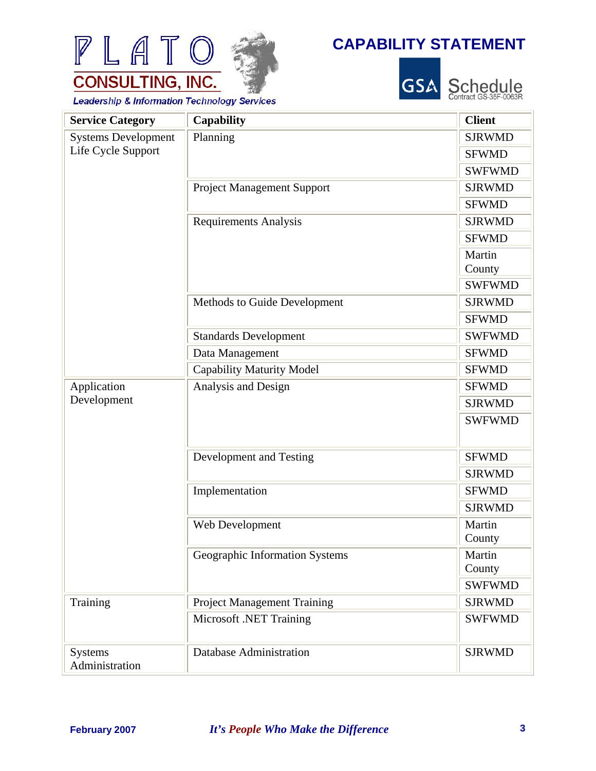PLATO CONSULTING, INC.

*Leadership & Information Technology Services*

# CAPABILITY STATEMENT

GSA Schedule Contract GS-35F-0063R

| Service Category | Capability | Client |
|---|---|---|
| Systems Development Life Cycle Support | Planning | SJRWMD |
| | | SFWMD |
| | | SWFWMD |
| | Project Management Support | SJRWMD |
| | | SFWMD |
| | Requirements Analysis | SJRWMD |
| | | SFWMD |
| | | Martin County |
| | | SWFWMD |
| | Methods to Guide Development | SJRWMD |
| | | SFWMD |
| | Standards Development | SWFWMD |
| | Data Management | SFWMD |
| | Capability Maturity Model | SFWMD |
| Application Development | Analysis and Design | SFWMD |
| | | SJRWMD |
| | | SWFWMD |
| | Development and Testing | SFWMD |
| | | SJRWMD |
| | Implementation | SFWMD |
| | | SJRWMD |
| | Web Development | Martin County |
| | Geographic Information Systems | Martin County |
| | | SWFWMD |
| Training | Project Management Training | SJRWMD |
| | Microsoft .NET Training | SWFWMD |
| Systems Administration | Database Administration | SJRWMD |

February 2007 *It's People Who Make the Difference*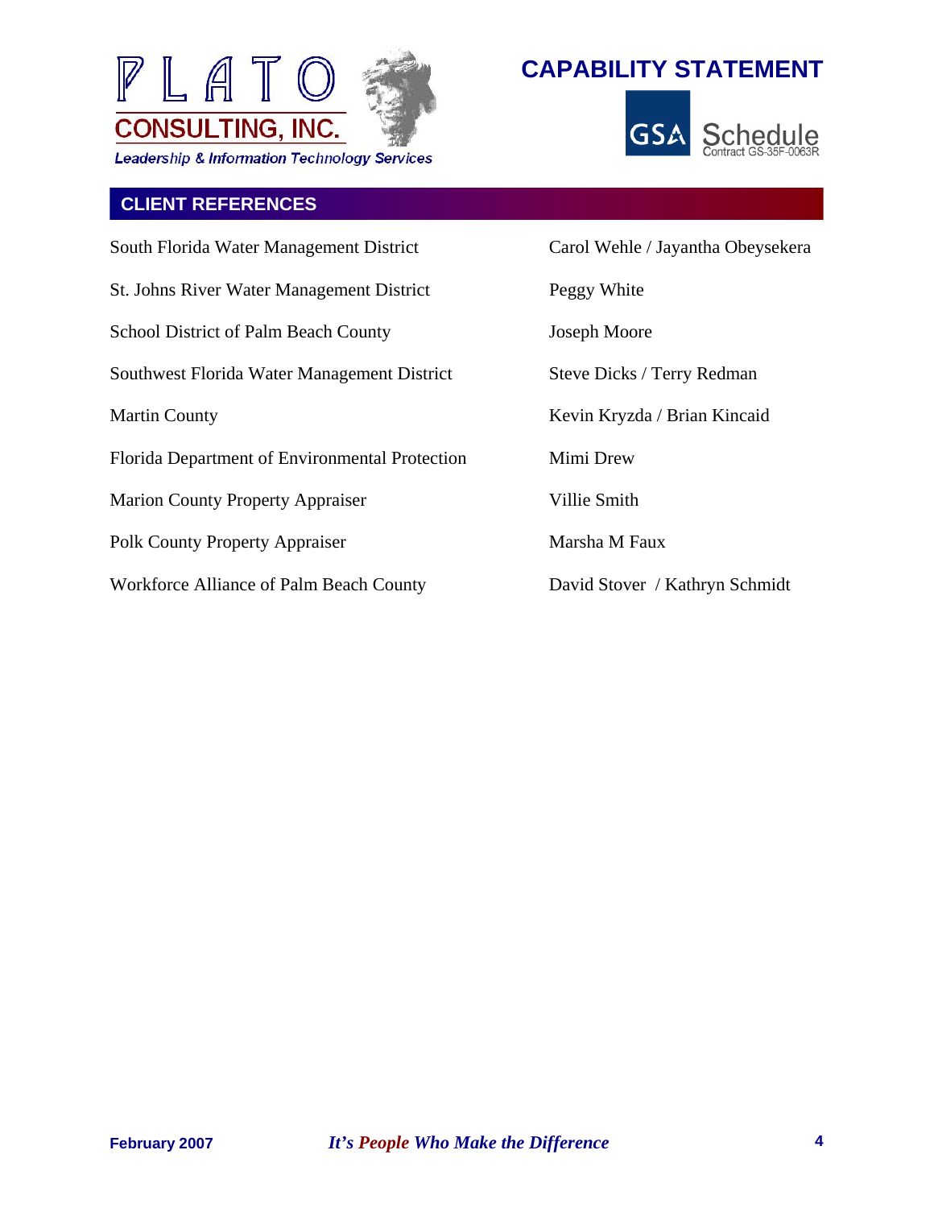PLATO CONSULTING, INC.

*Leadership & Information Technology Services*

**CAPABILITY STATEMENT**

GSA Schedule Contract GS-35F-0063R

## CLIENT REFERENCES

| | |
|---|---|
| South Florida Water Management District | Carol Wehle / Jayantha Obeysekera |
| St. Johns River Water Management District | Peggy White |
| School District of Palm Beach County | Joseph Moore |
| Southwest Florida Water Management District | Steve Dicks / Terry Redman |
| Martin County | Kevin Kryzda / Brian Kincaid |
| Florida Department of Environmental Protection | Mimi Drew |
| Marion County Property Appraiser | Villie Smith |
| Polk County Property Appraiser | Marsha M Faux |
| Workforce Alliance of Palm Beach County | David Stover / Kathryn Schmidt |